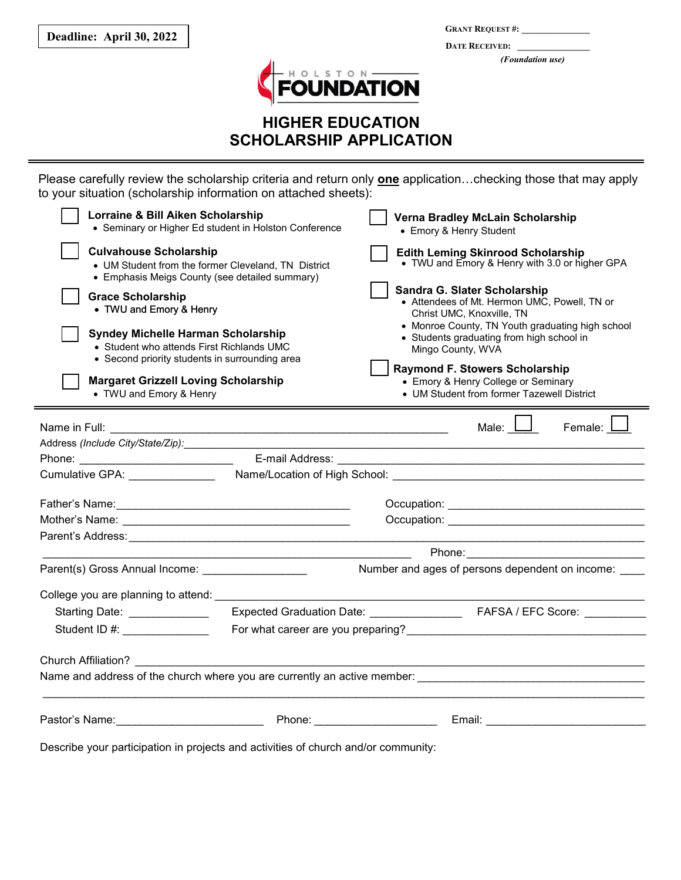**Deadline: April 30, 2022**

GRANT REQUEST #: ______________

DATE RECEIVED: ______________

*(Foundation use)*

HOLSTON FOUNDATION

# HIGHER EDUCATION SCHOLARSHIP APPLICATION

Please carefully review the scholarship criteria and return only **one** application…checking those that may apply to your situation (scholarship information on attached sheets):

- ☐ **Lorraine & Bill Aiken Scholarship**
  - Seminary or Higher Ed student in Holston Conference
- ☐ **Culvahouse Scholarship**
  - UM Student from the former Cleveland, TN District
  - Emphasis Meigs County (see detailed summary)
- ☐ **Grace Scholarship**
  - TWU and Emory & Henry
- ☐ **Syndey Michelle Harman Scholarship**
  - Student who attends First Richlands UMC
  - Second priority students in surrounding area
- ☐ **Margaret Grizzell Loving Scholarship**
  - TWU and Emory & Henry
- ☐ **Verna Bradley McLain Scholarship**
  - Emory & Henry Student
- ☐ **Edith Leming Skinrood Scholarship**
  - TWU and Emory & Henry with 3.0 or higher GPA
- ☐ **Sandra G. Slater Scholarship**
  - Attendees of Mt. Hermon UMC, Powell, TN or Christ UMC, Knoxville, TN
  - Monroe County, TN Youth graduating high school
  - Students graduating from high school in Mingo County, WVA
- ☐ **Raymond F. Stowers Scholarship**
  - Emory & Henry College or Seminary
  - UM Student from former Tazewell District

---

Name in Full: ______________________________ Male: ☐ Female: ☐

Address *(Include City/State/Zip)*: ______________________________

Phone: ______________ E-mail Address: ______________________________

Cumulative GPA: ____________ Name/Location of High School: ______________________________

Father's Name: ______________________________ Occupation: ______________________________

Mother's Name: ______________________________ Occupation: ______________________________

Parent's Address: ______________________________

______________________________ Phone: ______________________________

Parent(s) Gross Annual Income: ______________ Number and ages of persons dependent on income: ____

College you are planning to attend: ______________________________

Starting Date: ____________ Expected Graduation Date: ______________ FAFSA / EFC Score: __________

Student ID #: ____________ For what career are you preparing? ______________________________

Church Affiliation? ______________________________

Name and address of the church where you are currently an active member: ______________________________

______________________________

Pastor's Name: ______________ Phone: ______________ Email: ______________

Describe your participation in projects and activities of church and/or community: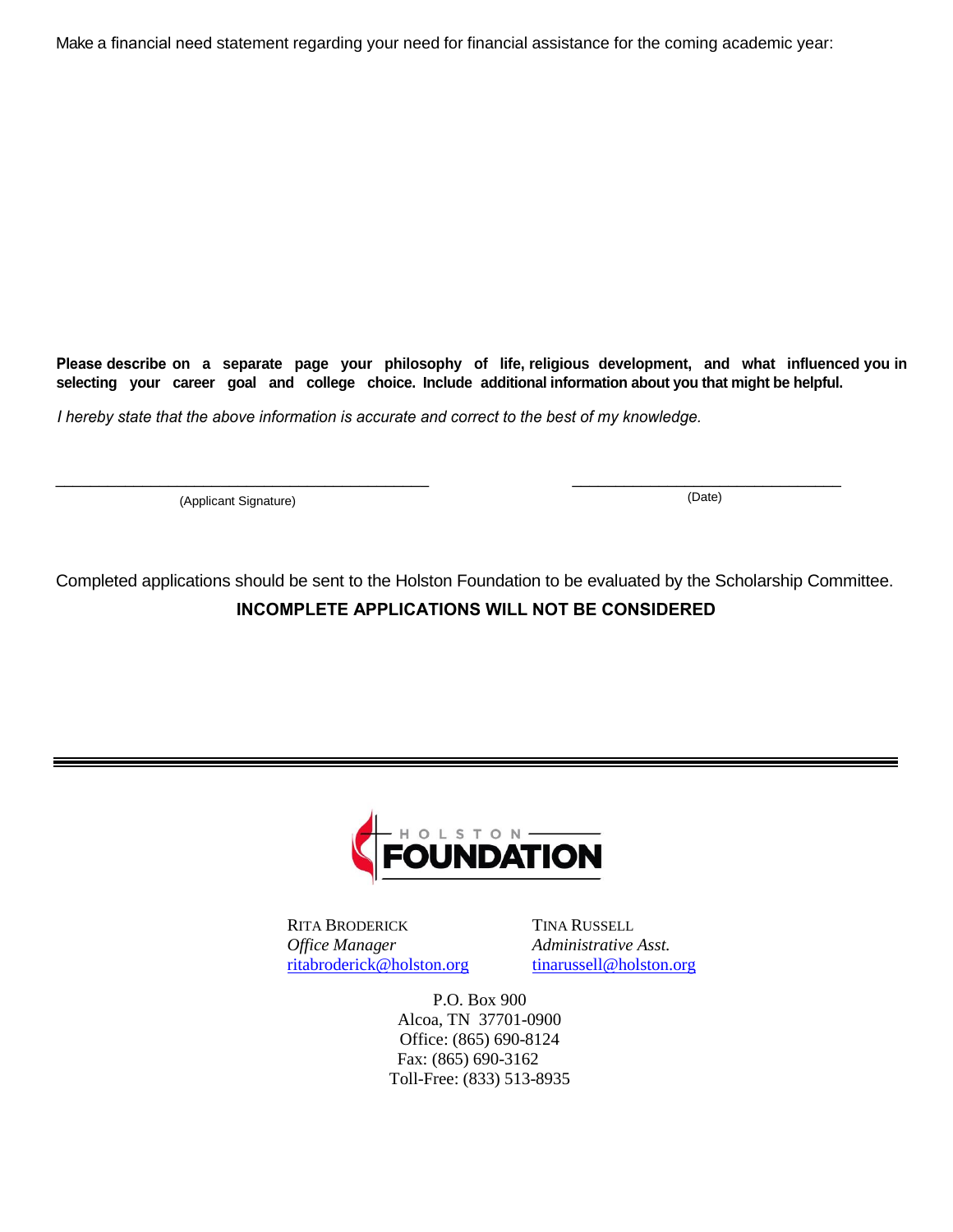Make a financial need statement regarding your need for financial assistance for the coming academic year:

**Please describe on a separate page your philosophy of life, religious development, and what influenced you in selecting your career goal and college choice. Include additional information about you that might be helpful.**

*I hereby state that the above information is accurate and correct to the best of my knowledge.*

\_\_\_\_\_\_\_\_\_\_\_\_\_\_\_\_\_\_\_\_\_\_\_\_\_\_\_\_\_\_\_\_\_\_\_\_\_\_\_\_ (Applicant Signature)

\_\_\_\_\_\_\_\_\_\_\_\_\_\_\_\_\_\_\_\_\_\_\_\_\_\_\_\_\_\_ (Date)

Completed applications should be sent to the Holston Foundation to be evaluated by the Scholarship Committee.

**INCOMPLETE APPLICATIONS WILL NOT BE CONSIDERED**

---

HOLSTON FOUNDATION

RITA BRODERICK
*Office Manager*
ritabroderick@holston.org

TINA RUSSELL
*Administrative Asst.*
tinarussell@holston.org

P.O. Box 900
Alcoa, TN 37701-0900
Office: (865) 690-8124
Fax: (865) 690-3162
Toll-Free: (833) 513-8935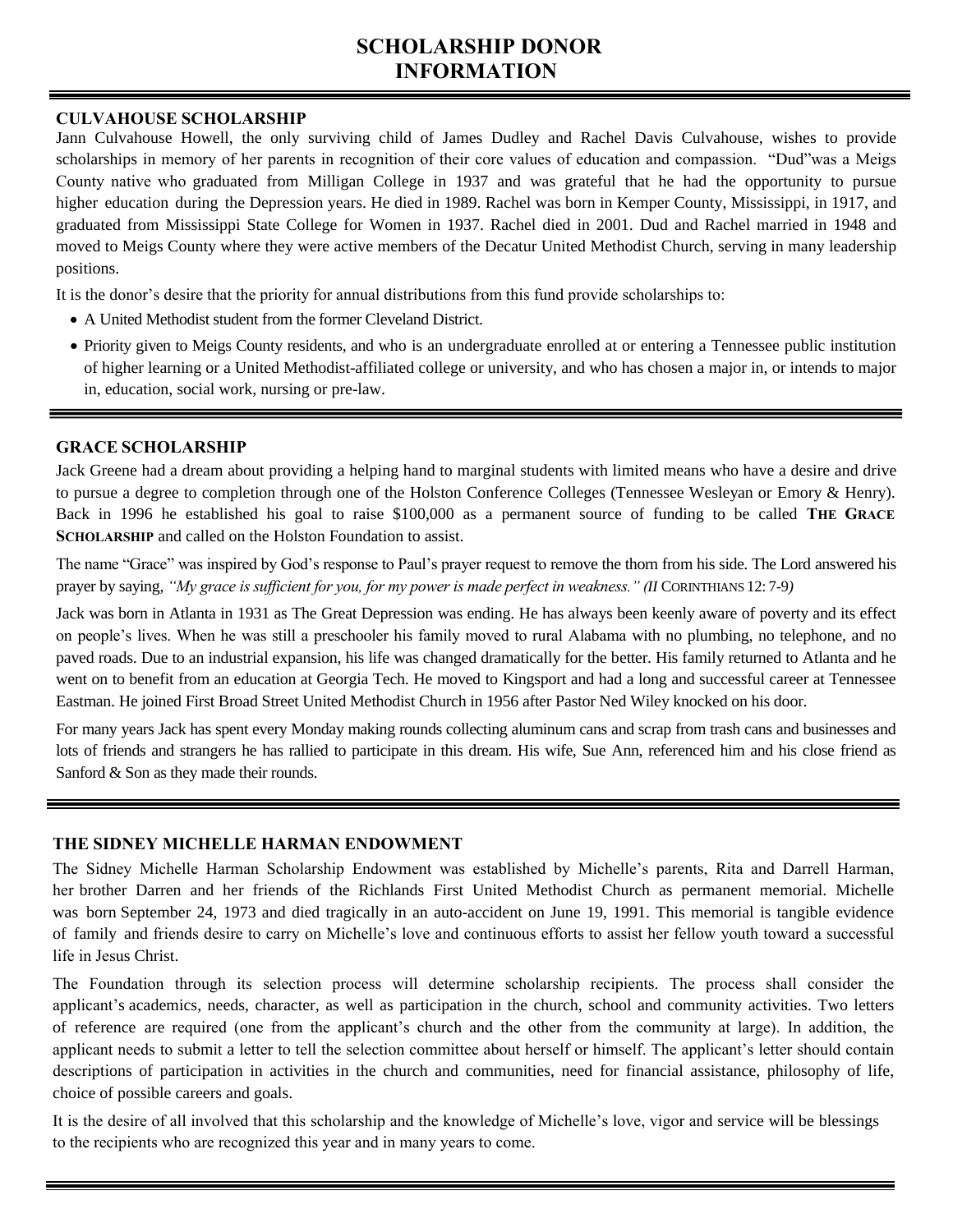# SCHOLARSHIP DONOR INFORMATION

## CULVAHOUSE SCHOLARSHIP

Jann Culvahouse Howell, the only surviving child of James Dudley and Rachel Davis Culvahouse, wishes to provide scholarships in memory of her parents in recognition of their core values of education and compassion. "Dud"was a Meigs County native who graduated from Milligan College in 1937 and was grateful that he had the opportunity to pursue higher education during the Depression years. He died in 1989. Rachel was born in Kemper County, Mississippi, in 1917, and graduated from Mississippi State College for Women in 1937. Rachel died in 2001. Dud and Rachel married in 1948 and moved to Meigs County where they were active members of the Decatur United Methodist Church, serving in many leadership positions.

It is the donor's desire that the priority for annual distributions from this fund provide scholarships to:

- A United Methodist student from the former Cleveland District.
- Priority given to Meigs County residents, and who is an undergraduate enrolled at or entering a Tennessee public institution of higher learning or a United Methodist-affiliated college or university, and who has chosen a major in, or intends to major in, education, social work, nursing or pre-law.

## GRACE SCHOLARSHIP

Jack Greene had a dream about providing a helping hand to marginal students with limited means who have a desire and drive to pursue a degree to completion through one of the Holston Conference Colleges (Tennessee Wesleyan or Emory & Henry). Back in 1996 he established his goal to raise $100,000 as a permanent source of funding to be called **THE GRACE SCHOLARSHIP** and called on the Holston Foundation to assist.

The name "Grace" was inspired by God's response to Paul's prayer request to remove the thorn from his side. The Lord answered his prayer by saying, *"My grace is sufficient for you, for my power is made perfect in weakness." (II* CORINTHIANS 12: 7-9*)*

Jack was born in Atlanta in 1931 as The Great Depression was ending. He has always been keenly aware of poverty and its effect on people's lives. When he was still a preschooler his family moved to rural Alabama with no plumbing, no telephone, and no paved roads. Due to an industrial expansion, his life was changed dramatically for the better. His family returned to Atlanta and he went on to benefit from an education at Georgia Tech. He moved to Kingsport and had a long and successful career at Tennessee Eastman. He joined First Broad Street United Methodist Church in 1956 after Pastor Ned Wiley knocked on his door.

For many years Jack has spent every Monday making rounds collecting aluminum cans and scrap from trash cans and businesses and lots of friends and strangers he has rallied to participate in this dream. His wife, Sue Ann, referenced him and his close friend as Sanford & Son as they made their rounds.

## THE SIDNEY MICHELLE HARMAN ENDOWMENT

The Sidney Michelle Harman Scholarship Endowment was established by Michelle's parents, Rita and Darrell Harman, her brother Darren and her friends of the Richlands First United Methodist Church as permanent memorial. Michelle was born September 24, 1973 and died tragically in an auto-accident on June 19, 1991. This memorial is tangible evidence of family and friends desire to carry on Michelle's love and continuous efforts to assist her fellow youth toward a successful life in Jesus Christ.

The Foundation through its selection process will determine scholarship recipients. The process shall consider the applicant's academics, needs, character, as well as participation in the church, school and community activities. Two letters of reference are required (one from the applicant's church and the other from the community at large). In addition, the applicant needs to submit a letter to tell the selection committee about herself or himself. The applicant's letter should contain descriptions of participation in activities in the church and communities, need for financial assistance, philosophy of life, choice of possible careers and goals.

It is the desire of all involved that this scholarship and the knowledge of Michelle's love, vigor and service will be blessings to the recipients who are recognized this year and in many years to come.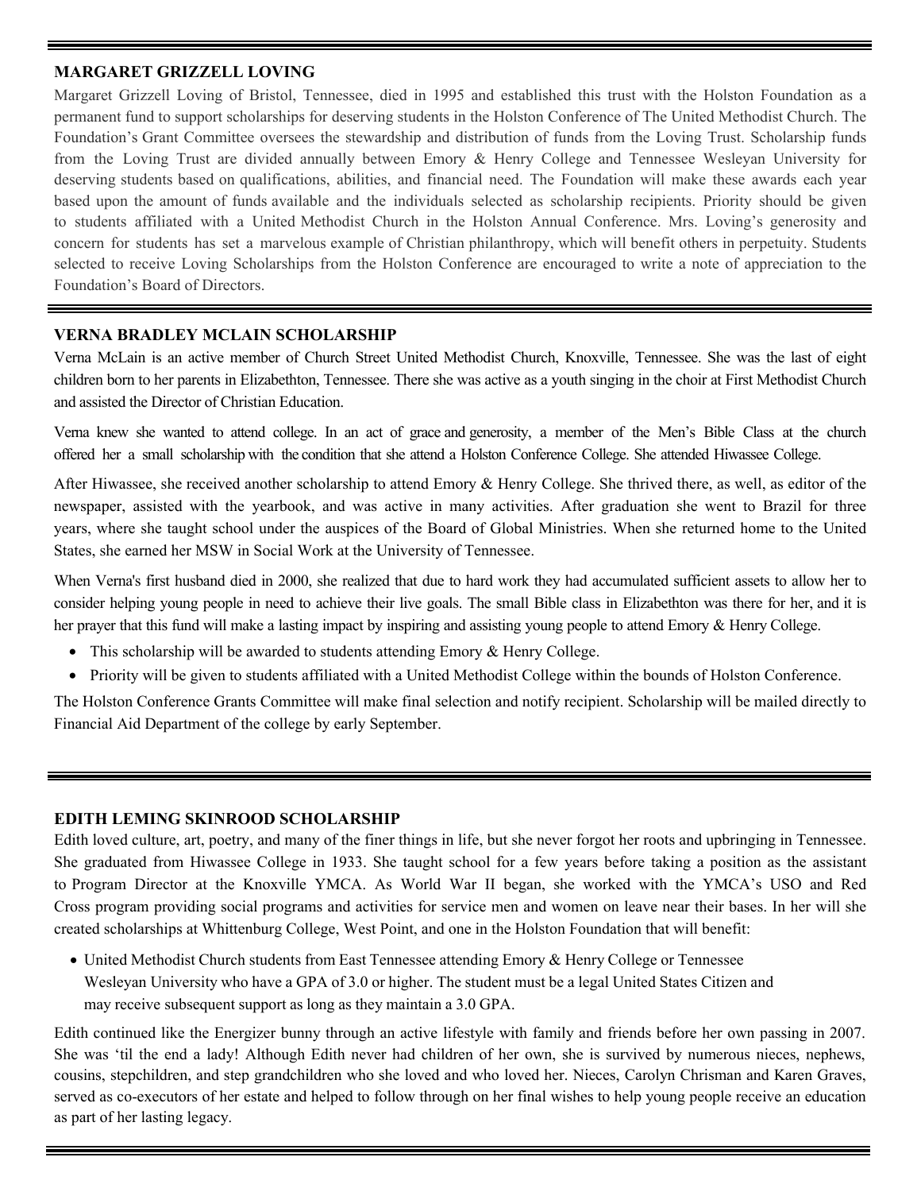## MARGARET GRIZZELL LOVING

Margaret Grizzell Loving of Bristol, Tennessee, died in 1995 and established this trust with the Holston Foundation as a permanent fund to support scholarships for deserving students in the Holston Conference of The United Methodist Church. The Foundation's Grant Committee oversees the stewardship and distribution of funds from the Loving Trust. Scholarship funds from the Loving Trust are divided annually between Emory & Henry College and Tennessee Wesleyan University for deserving students based on qualifications, abilities, and financial need. The Foundation will make these awards each year based upon the amount of funds available and the individuals selected as scholarship recipients. Priority should be given to students affiliated with a United Methodist Church in the Holston Annual Conference. Mrs. Loving's generosity and concern for students has set a marvelous example of Christian philanthropy, which will benefit others in perpetuity. Students selected to receive Loving Scholarships from the Holston Conference are encouraged to write a note of appreciation to the Foundation's Board of Directors.

---

## VERNA BRADLEY MCLAIN SCHOLARSHIP

Verna McLain is an active member of Church Street United Methodist Church, Knoxville, Tennessee. She was the last of eight children born to her parents in Elizabethton, Tennessee. There she was active as a youth singing in the choir at First Methodist Church and assisted the Director of Christian Education.

Verna knew she wanted to attend college. In an act of grace and generosity, a member of the Men's Bible Class at the church offered her a small scholarship with the condition that she attend a Holston Conference College. She attended Hiwassee College.

After Hiwassee, she received another scholarship to attend Emory & Henry College. She thrived there, as well, as editor of the newspaper, assisted with the yearbook, and was active in many activities. After graduation she went to Brazil for three years, where she taught school under the auspices of the Board of Global Ministries. When she returned home to the United States, she earned her MSW in Social Work at the University of Tennessee.

When Verna's first husband died in 2000, she realized that due to hard work they had accumulated sufficient assets to allow her to consider helping young people in need to achieve their live goals. The small Bible class in Elizabethton was there for her, and it is her prayer that this fund will make a lasting impact by inspiring and assisting young people to attend Emory & Henry College.

- This scholarship will be awarded to students attending Emory & Henry College.
- Priority will be given to students affiliated with a United Methodist College within the bounds of Holston Conference.

The Holston Conference Grants Committee will make final selection and notify recipient. Scholarship will be mailed directly to Financial Aid Department of the college by early September.

---

## EDITH LEMING SKINROOD SCHOLARSHIP

Edith loved culture, art, poetry, and many of the finer things in life, but she never forgot her roots and upbringing in Tennessee. She graduated from Hiwassee College in 1933. She taught school for a few years before taking a position as the assistant to Program Director at the Knoxville YMCA. As World War II began, she worked with the YMCA's USO and Red Cross program providing social programs and activities for service men and women on leave near their bases. In her will she created scholarships at Whittenburg College, West Point, and one in the Holston Foundation that will benefit:

- United Methodist Church students from East Tennessee attending Emory & Henry College or Tennessee Wesleyan University who have a GPA of 3.0 or higher. The student must be a legal United States Citizen and may receive subsequent support as long as they maintain a 3.0 GPA.

Edith continued like the Energizer bunny through an active lifestyle with family and friends before her own passing in 2007. She was 'til the end a lady! Although Edith never had children of her own, she is survived by numerous nieces, nephews, cousins, stepchildren, and step grandchildren who she loved and who loved her. Nieces, Carolyn Chrisman and Karen Graves, served as co-executors of her estate and helped to follow through on her final wishes to help young people receive an education as part of her lasting legacy.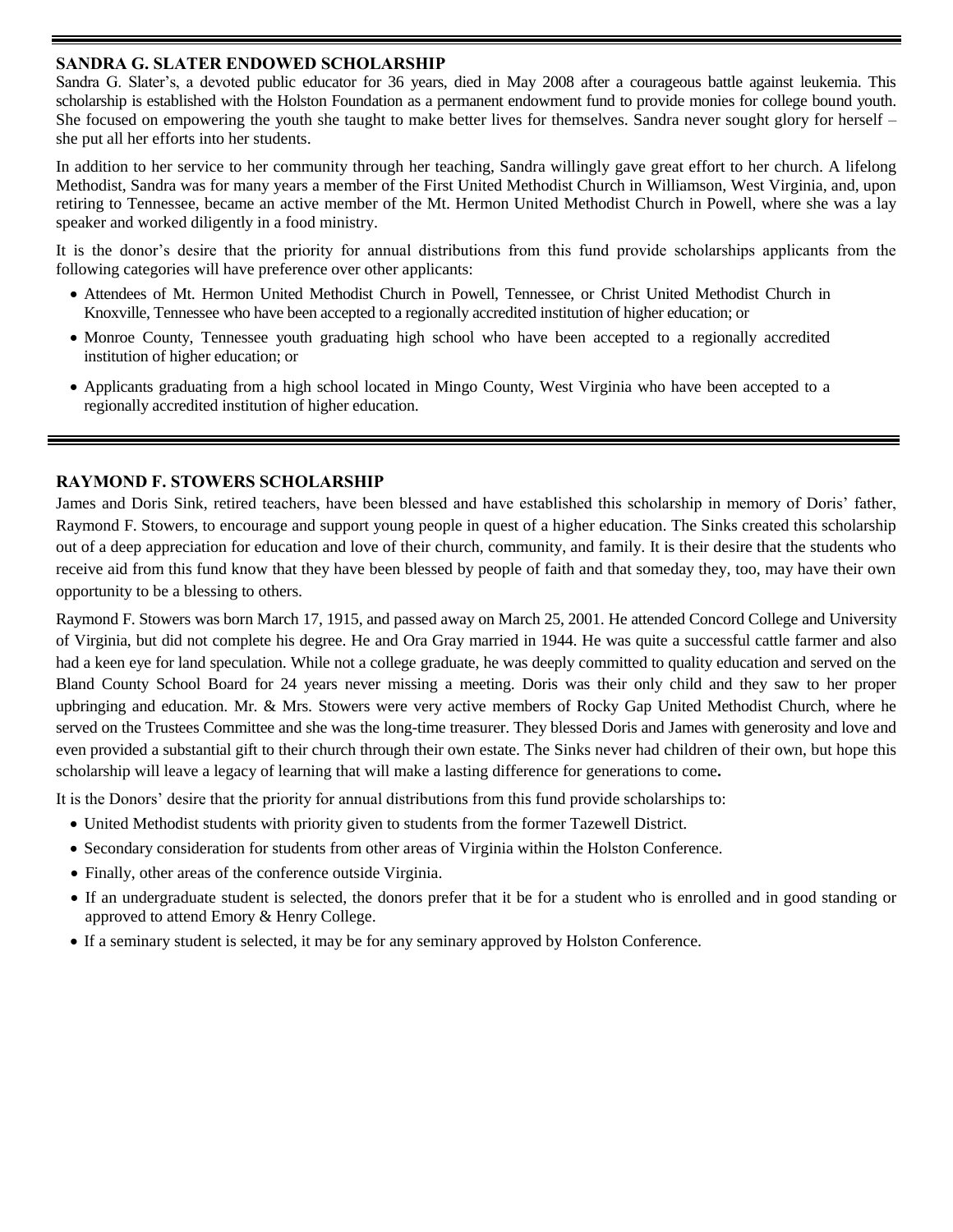## SANDRA G. SLATER ENDOWED SCHOLARSHIP

Sandra G. Slater's, a devoted public educator for 36 years, died in May 2008 after a courageous battle against leukemia. This scholarship is established with the Holston Foundation as a permanent endowment fund to provide monies for college bound youth. She focused on empowering the youth she taught to make better lives for themselves. Sandra never sought glory for herself – she put all her efforts into her students.

In addition to her service to her community through her teaching, Sandra willingly gave great effort to her church. A lifelong Methodist, Sandra was for many years a member of the First United Methodist Church in Williamson, West Virginia, and, upon retiring to Tennessee, became an active member of the Mt. Hermon United Methodist Church in Powell, where she was a lay speaker and worked diligently in a food ministry.

It is the donor's desire that the priority for annual distributions from this fund provide scholarships applicants from the following categories will have preference over other applicants:

- Attendees of Mt. Hermon United Methodist Church in Powell, Tennessee, or Christ United Methodist Church in Knoxville, Tennessee who have been accepted to a regionally accredited institution of higher education; or
- Monroe County, Tennessee youth graduating high school who have been accepted to a regionally accredited institution of higher education; or
- Applicants graduating from a high school located in Mingo County, West Virginia who have been accepted to a regionally accredited institution of higher education.

## RAYMOND F. STOWERS SCHOLARSHIP

James and Doris Sink, retired teachers, have been blessed and have established this scholarship in memory of Doris' father, Raymond F. Stowers, to encourage and support young people in quest of a higher education. The Sinks created this scholarship out of a deep appreciation for education and love of their church, community, and family. It is their desire that the students who receive aid from this fund know that they have been blessed by people of faith and that someday they, too, may have their own opportunity to be a blessing to others.

Raymond F. Stowers was born March 17, 1915, and passed away on March 25, 2001. He attended Concord College and University of Virginia, but did not complete his degree. He and Ora Gray married in 1944. He was quite a successful cattle farmer and also had a keen eye for land speculation. While not a college graduate, he was deeply committed to quality education and served on the Bland County School Board for 24 years never missing a meeting. Doris was their only child and they saw to her proper upbringing and education. Mr. & Mrs. Stowers were very active members of Rocky Gap United Methodist Church, where he served on the Trustees Committee and she was the long-time treasurer. They blessed Doris and James with generosity and love and even provided a substantial gift to their church through their own estate. The Sinks never had children of their own, but hope this scholarship will leave a legacy of learning that will make a lasting difference for generations to come**.**

It is the Donors' desire that the priority for annual distributions from this fund provide scholarships to:

- United Methodist students with priority given to students from the former Tazewell District.
- Secondary consideration for students from other areas of Virginia within the Holston Conference.
- Finally, other areas of the conference outside Virginia.
- If an undergraduate student is selected, the donors prefer that it be for a student who is enrolled and in good standing or approved to attend Emory & Henry College.
- If a seminary student is selected, it may be for any seminary approved by Holston Conference.